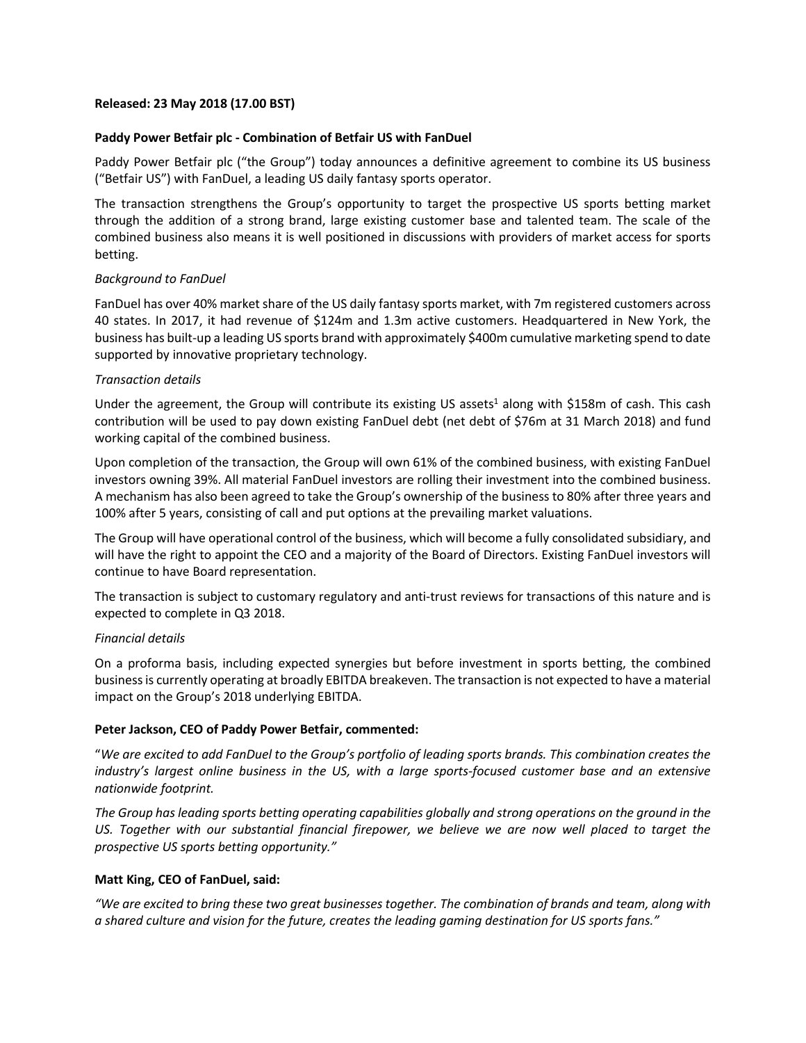**Released: 23 May 2018 (17.00 BST)**

**Paddy Power Betfair plc - Combination of Betfair US with FanDuel**

Paddy Power Betfair plc ("the Group") today announces a definitive agreement to combine its US business ("Betfair US") with FanDuel, a leading US daily fantasy sports operator.

The transaction strengthens the Group's opportunity to target the prospective US sports betting market through the addition of a strong brand, large existing customer base and talented team. The scale of the combined business also means it is well positioned in discussions with providers of market access for sports betting.

*Background to FanDuel*

FanDuel has over 40% market share of the US daily fantasy sports market, with 7m registered customers across 40 states. In 2017, it had revenue of $124m and 1.3m active customers. Headquartered in New York, the business has built-up a leading US sports brand with approximately $400m cumulative marketing spend to date supported by innovative proprietary technology.

*Transaction details*

Under the agreement, the Group will contribute its existing US assets[1] along with $158m of cash. This cash contribution will be used to pay down existing FanDuel debt (net debt of $76m at 31 March 2018) and fund working capital of the combined business.

Upon completion of the transaction, the Group will own 61% of the combined business, with existing FanDuel investors owning 39%. All material FanDuel investors are rolling their investment into the combined business. A mechanism has also been agreed to take the Group's ownership of the business to 80% after three years and 100% after 5 years, consisting of call and put options at the prevailing market valuations.

The Group will have operational control of the business, which will become a fully consolidated subsidiary, and will have the right to appoint the CEO and a majority of the Board of Directors. Existing FanDuel investors will continue to have Board representation.

The transaction is subject to customary regulatory and anti-trust reviews for transactions of this nature and is expected to complete in Q3 2018.

*Financial details*

On a proforma basis, including expected synergies but before investment in sports betting, the combined business is currently operating at broadly EBITDA breakeven. The transaction is not expected to have a material impact on the Group's 2018 underlying EBITDA.

**Peter Jackson, CEO of Paddy Power Betfair, commented:**

"*We are excited to add FanDuel to the Group's portfolio of leading sports brands. This combination creates the industry's largest online business in the US, with a large sports-focused customer base and an extensive nationwide footprint.*

*The Group has leading sports betting operating capabilities globally and strong operations on the ground in the US. Together with our substantial financial firepower, we believe we are now well placed to target the prospective US sports betting opportunity."*

**Matt King, CEO of FanDuel, said:**

*"We are excited to bring these two great businesses together. The combination of brands and team, along with a shared culture and vision for the future, creates the leading gaming destination for US sports fans."*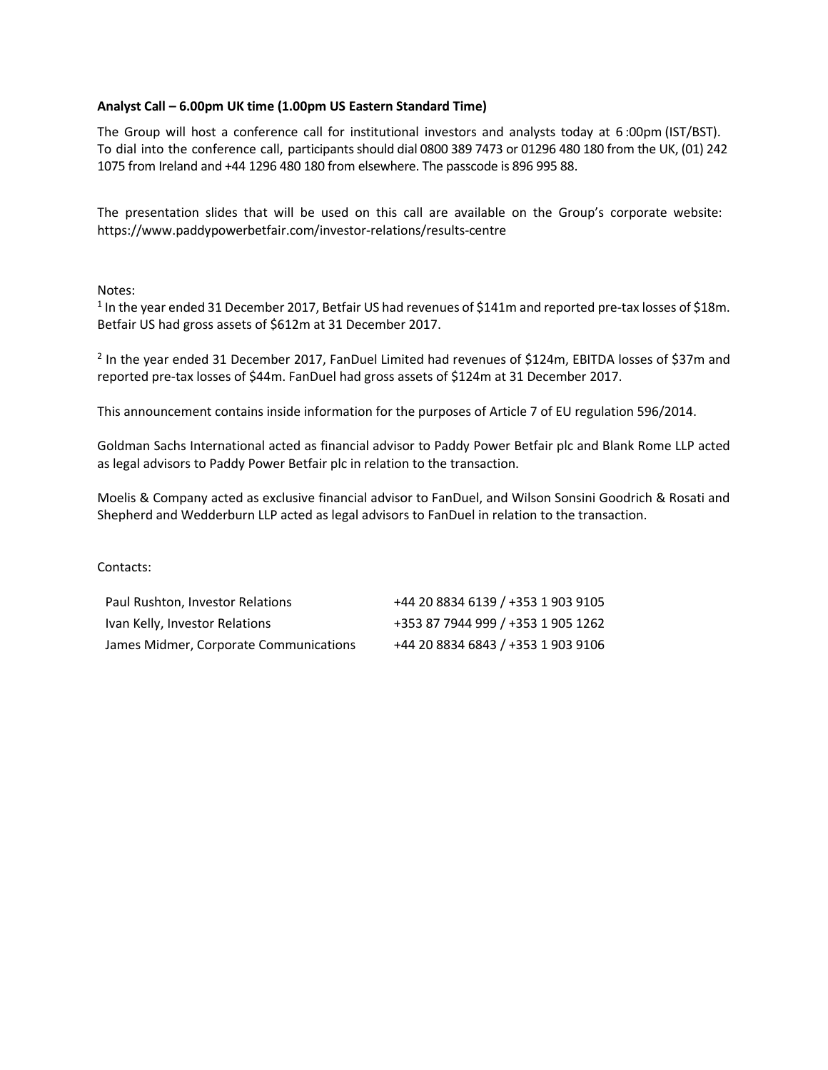**Analyst Call – 6.00pm UK time (1.00pm US Eastern Standard Time)**

The Group will host a conference call for institutional investors and analysts today at 6 :00pm (IST/BST). To dial into the conference call, participants should dial 0800 389 7473 or 01296 480 180 from the UK, (01) 242 1075 from Ireland and +44 1296 480 180 from elsewhere. The passcode is 896 995 88.

The presentation slides that will be used on this call are available on the Group's corporate website: https://www.paddypowerbetfair.com/investor-relations/results-centre

Notes:

[1] In the year ended 31 December 2017, Betfair US had revenues of $141m and reported pre-tax losses of $18m. Betfair US had gross assets of $612m at 31 December 2017.

[2] In the year ended 31 December 2017, FanDuel Limited had revenues of $124m, EBITDA losses of $37m and reported pre-tax losses of $44m. FanDuel had gross assets of $124m at 31 December 2017.

This announcement contains inside information for the purposes of Article 7 of EU regulation 596/2014.

Goldman Sachs International acted as financial advisor to Paddy Power Betfair plc and Blank Rome LLP acted as legal advisors to Paddy Power Betfair plc in relation to the transaction.

Moelis & Company acted as exclusive financial advisor to FanDuel, and Wilson Sonsini Goodrich & Rosati and Shepherd and Wedderburn LLP acted as legal advisors to FanDuel in relation to the transaction.

Contacts:

| | |
|---|---|
| Paul Rushton, Investor Relations | +44 20 8834 6139 / +353 1 903 9105 |
| Ivan Kelly, Investor Relations | +353 87 7944 999 / +353 1 905 1262 |
| James Midmer, Corporate Communications | +44 20 8834 6843 / +353 1 903 9106 |